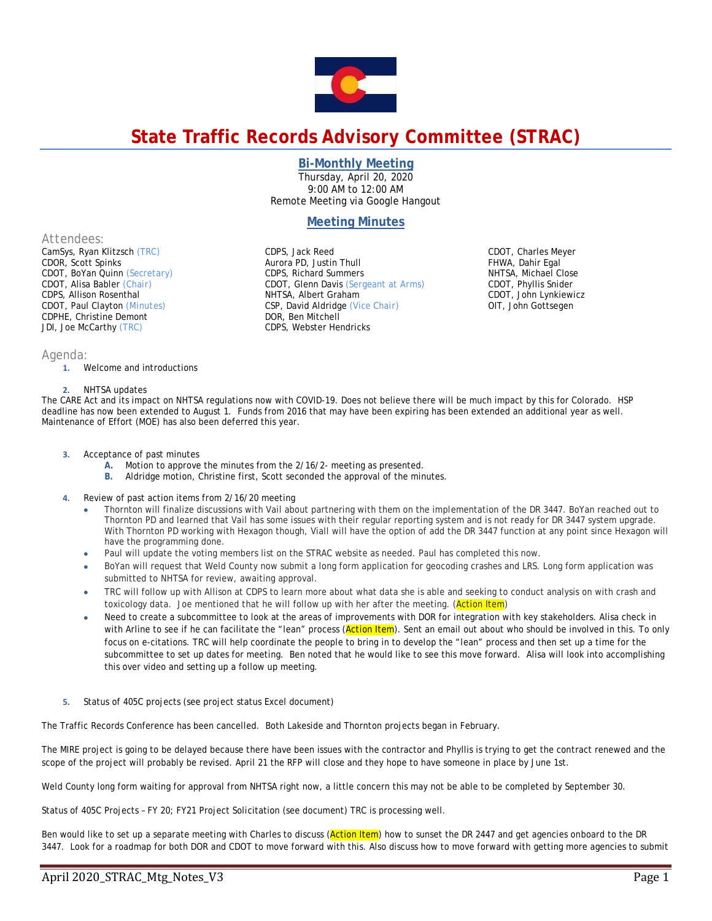# State Traffic Records Advisory Committee (STRAC)

## Bi-Monthly Meeting

Thursday, April 20, 2020
9:00 AM to 12:00 AM
Remote Meeting via Google Hangout

## Meeting Minutes

### Attendees:

CamSys, Ryan Klitzsch (TRC)
CDOR, Scott Spinks
CDOT, BoYan Quinn (Secretary)
CDOT, Alisa Babler (Chair)
CDPS, Allison Rosenthal
CDOT, Paul Clayton (Minutes)
CDPHE, Christine Demont
JDI, Joe McCarthy (TRC)
CDPS, Jack Reed
Aurora PD, Justin Thull
CDPS, Richard Summers
CDOT, Glenn Davis (Sergeant at Arms)
NHTSA, Albert Graham
CSP, David Aldridge (Vice Chair)
DOR, Ben Mitchell
CDPS, Webster Hendricks
CDOT, Charles Meyer
FHWA, Dahir Egal
NHTSA, Michael Close
CDOT, Phyllis Snider
CDOT, John Lynkiewicz
OIT, John Gottsegen

### Agenda:

1. Welcome and introductions

2. NHTSA updates

The CARE Act and its impact on NHTSA regulations now with COVID-19. Does not believe there will be much impact by this for Colorado. HSP deadline has now been extended to August 1. Funds from 2016 that may have been expiring has been extended an additional year as well. Maintenance of Effort (MOE) has also been deferred this year.

3. Acceptance of past minutes
   A. Motion to approve the minutes from the 2/16/2- meeting as presented.
   B. Aldridge motion, Christine first, Scott seconded the approval of the minutes.

4. Review of past action items from 2/16/20 meeting
   - Thornton will finalize discussions with Vail about partnering with them on the implementation of the DR 3447. BoYan reached out to Thornton PD and learned that Vail has some issues with their regular reporting system and is not ready for DR 3447 system upgrade. With Thornton PD working with Hexagon though, Viall will have the option of add the DR 3447 function at any point since Hexagon will have the programming done.
   - Paul will update the voting members list on the STRAC website as needed. Paul has completed this now.
   - BoYan will request that Weld County now submit a long form application for geocoding crashes and LRS. Long form application was submitted to NHTSA for review, awaiting approval.
   - TRC will follow up with Allison at CDPS to learn more about what data she is able and seeking to conduct analysis on with crash and toxicology data. Joe mentioned that he will follow up with her after the meeting. (Action Item)
   - Need to create a subcommittee to look at the areas of improvements with DOR for integration with key stakeholders. Alisa check in with Arline to see if he can facilitate the "lean" process (Action Item). Sent an email out about who should be involved in this. To only focus on e-citations. TRC will help coordinate the people to bring in to develop the "lean" process and then set up a time for the subcommittee to set up dates for meeting. Ben noted that he would like to see this move forward. Alisa will look into accomplishing this over video and setting up a follow up meeting.

5. Status of 405C projects (see project status Excel document)

The Traffic Records Conference has been cancelled. Both Lakeside and Thornton projects began in February.

The MIRE project is going to be delayed because there have been issues with the contractor and Phyllis is trying to get the contract renewed and the scope of the project will probably be revised. April 21 the RFP will close and they hope to have someone in place by June 1st.

Weld County long form waiting for approval from NHTSA right now, a little concern this may not be able to be completed by September 30.

Status of 405C Projects – FY 20; FY21 Project Solicitation (see document) TRC is processing well.

Ben would like to set up a separate meeting with Charles to discuss (Action Item) how to sunset the DR 2447 and get agencies onboard to the DR 3447. Look for a roadmap for both DOR and CDOT to move forward with this. Also discuss how to move forward with getting more agencies to submit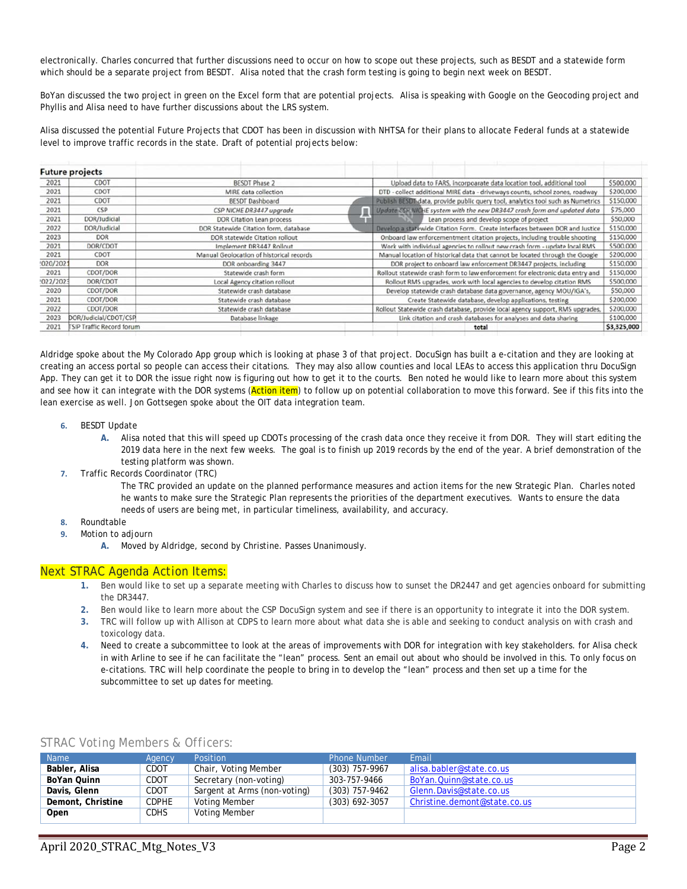electronically. Charles concurred that further discussions need to occur on how to scope out these projects, such as BESDT and a statewide form which should be a separate project from BESDT. Alisa noted that the crash form testing is going to begin next week on BESDT.

BoYan discussed the two project in green on the Excel form that are potential projects. Alisa is speaking with Google on the Geocoding project and Phyllis and Alisa need to have further discussions about the LRS system.

Alisa discussed the potential Future Projects that CDOT has been in discussion with NHTSA for their plans to allocate Federal funds at a statewide level to improve traffic records in the state. Draft of potential projects below:

| Future projects | | | | |
|---|---|---|---|---|
| 2021 | CDOT | BESDT Phase 2 | Upload data to FARS, incorpoarate data location tool, additional tool | $500,000 |
| 2021 | CDOT | MIRE data collection | DTD - collect additional MIRE data - driveways counts, school zones, roadway | $200,000 |
| 2021 | CDOT | BESDT Dashboard | Publish BESDT data, provide public query tool, analytics tool such as Numetrics | $150,000 |
| 2021 | CSP | *CSP NICHE DR3447 upgrade* | *Update CSP NICHE system with the new DR3447 crash form and updated data* | $75,000 |
| 2021 | DOR/Judicial | DOR Citation Lean process | Lean process and develop scope of project | $50,000 |
| 2022 | DOR/Judicial | DOR Statewide Citation form, database | Develop a statewide Citation Form. Create interfaces between DOR and Justice | $150,000 |
| 2023 | DOR | DOR statewide Citation rollout | Onboard law enforcementment citation projects, including trouble shooting | $150,000 |
| 2021 | DOR/CDOT | Implement DR3447 Rollout | Work with individual agencies to rollout new crash form - update local RMS | $500,000 |
| 2021 | CDOT | Manual Geolocation of historical records | Manual location of historical data that cannot be located through the Google | $200,000 |
| 2020/2021 | DOR | DOR onboarding 3447 | DOR project to onboard law enforcement DR3447 projects, including | $150,000 |
| 2021 | CDOT/DOR | Statewide crash form | Rollout statewide crash form to law enforcement for electronic data entry and | $150,000 |
| 2022/2023 | DOR/CDOT | Local Agency citation rollout | Rollout RMS upgrades, work with local agencies to develop citation RMS | $500,000 |
| 2020 | CDOT/DOR | Statewide crash database | Develop statewide crash database data governance, agency MOU/IGA's, | $50,000 |
| 2021 | CDOT/DOR | Statewide crash database | Create Statewide database, develop applications, testing | $200,000 |
| 2022 | CDOT/DOR | Statewide crash database | Rollout Statewide crash database, provide local agency support, RMS upgrades, | $200,000 |
| 2023 | DOR/Judicial/CDOT/CSP | Database linkage | Link citation and crash databases for analyses and data sharing | $100,000 |
| 2021 | TSIP Traffic Record forum | | total | $3,325,000 |

Aldridge spoke about the My Colorado App group which is looking at phase 3 of that project. DocuSign has built a e-citation and they are looking at creating an access portal so people can access their citations. They may also allow counties and local LEAs to access this application thru DocuSign App. They can get it to DOR the issue right now is figuring out how to get it to the courts. Ben noted he would like to learn more about this system and see how it can integrate with the DOR systems (Action item) to follow up on potential collaboration to move this forward. See if this fits into the lean exercise as well. Jon Gottsegen spoke about the OIT data integration team.

6. BESDT Update
   - A. Alisa noted that this will speed up CDOTs processing of the crash data once they receive it from DOR. They will start editing the 2019 data here in the next few weeks. The goal is to finish up 2019 records by the end of the year. A brief demonstration of the testing platform was shown.
7. Traffic Records Coordinator (TRC)

   The TRC provided an update on the planned performance measures and action items for the new Strategic Plan. Charles noted he wants to make sure the Strategic Plan represents the priorities of the department executives. Wants to ensure the data needs of users are being met, in particular timeliness, availability, and accuracy.
8. Roundtable
9. Motion to adjourn
   - A. Moved by Aldridge, second by Christine. Passes Unanimously.

## Next STRAC Agenda Action Items:

1. Ben would like to set up a separate meeting with Charles to discuss how to sunset the DR2447 and get agencies onboard for submitting the DR3447.
2. Ben would like to learn more about the CSP DocuSign system and see if there is an opportunity to integrate it into the DOR system.
3. TRC will follow up with Allison at CDPS to learn more about what data she is able and seeking to conduct analysis on with crash and toxicology data.
4. Need to create a subcommittee to look at the areas of improvements with DOR for integration with key stakeholders. for Alisa check in with Arline to see if he can facilitate the "lean" process. Sent an email out about who should be involved in this. To only focus on e-citations. TRC will help coordinate the people to bring in to develop the "lean" process and then set up a time for the subcommittee to set up dates for meeting.

## STRAC Voting Members & Officers:

| Name | Agency | Position | Phone Number | Email |
|---|---|---|---|---|
| **Babler, Alisa** | CDOT | Chair, Voting Member | (303) 757-9967 | alisa.babler@state.co.us |
| **BoYan Quinn** | CDOT | Secretary (non-voting) | 303-757-9466 | BoYan.Quinn@state.co.us |
| **Davis, Glenn** | CDOT | Sargent at Arms (non-voting) | (303) 757-9462 | Glenn.Davis@state.co.us |
| **Demont, Christine** | CDPHE | Voting Member | (303) 692-3057 | Christine.demont@state.co.us |
| **Open** | CDHS | Voting Member | | |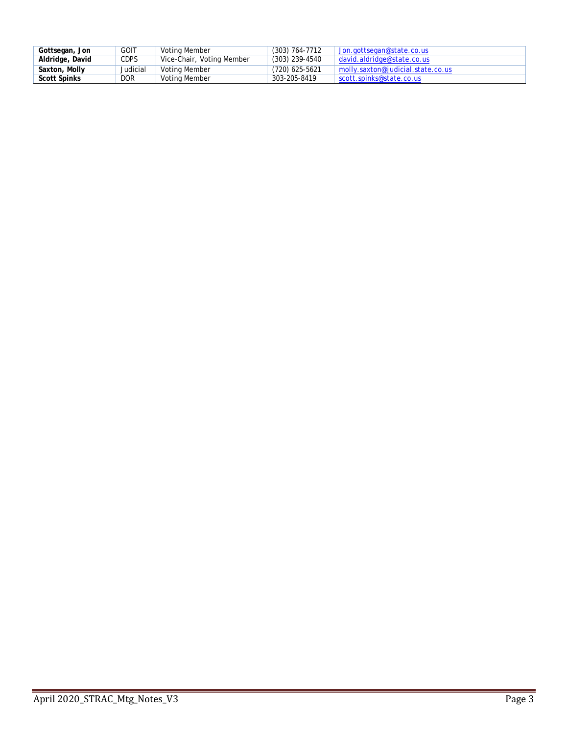| | | | | |
|---|---|---|---|---|
| **Gottsegan, Jon** | GOIT | Voting Member | (303) 764-7712 | Jon.gottsegan@state.co.us |
| **Aldridge, David** | CDPS | Vice-Chair, Voting Member | (303) 239-4540 | david.aldridge@state.co.us |
| **Saxton, Molly** | Judicial | Voting Member | (720) 625-5621 | molly.saxton@judicial.state.co.us |
| **Scott Spinks** | DOR | Voting Member | 303-205-8419 | scott.spinks@state.co.us |